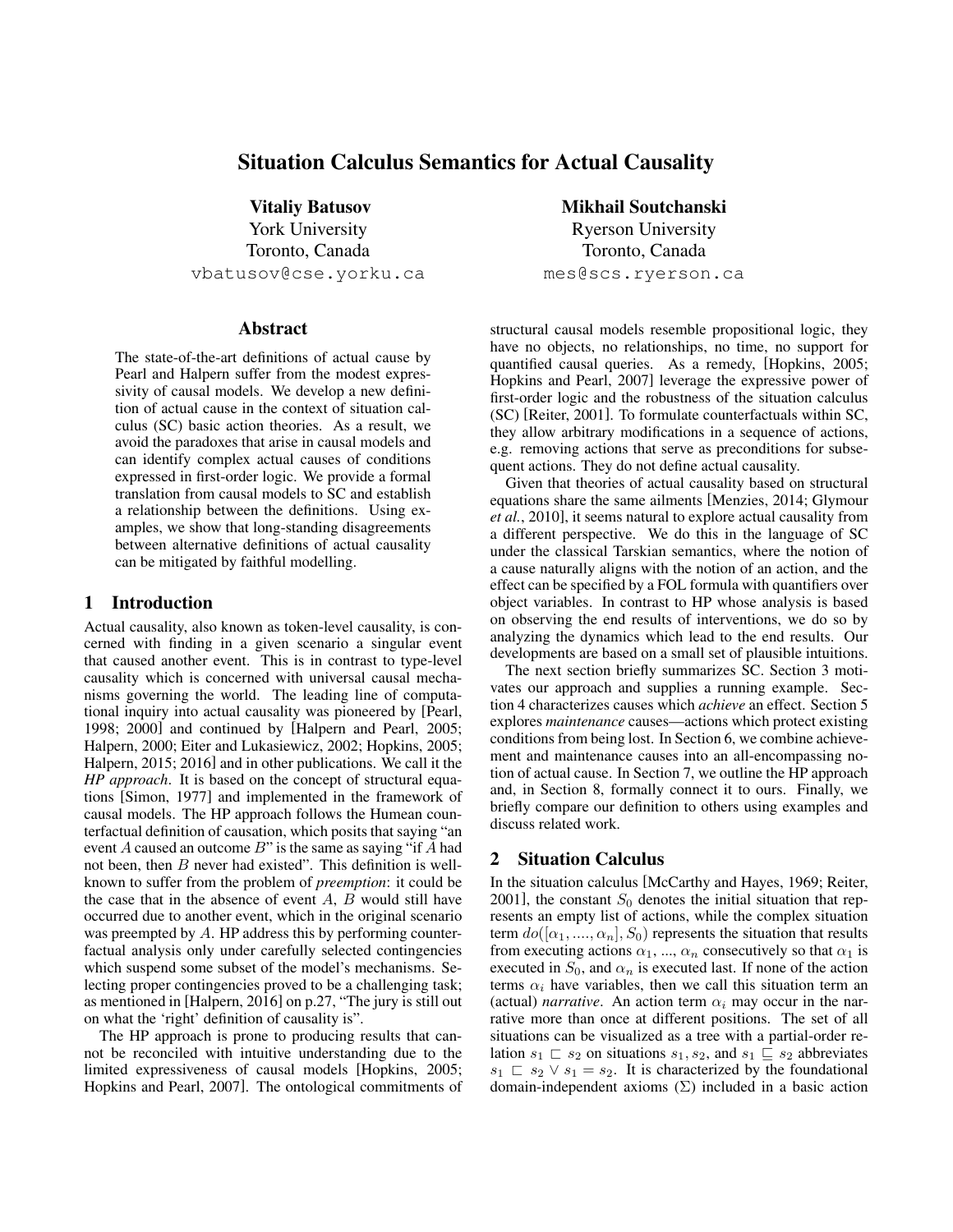# Situation Calculus Semantics for Actual Causality

**Vitaliy Batusov**
York University
Toronto, Canada
vbatusov@cse.yorku.ca

**Mikhail Soutchanski**
Ryerson University
Toronto, Canada
mes@scs.ryerson.ca

## Abstract

The state-of-the-art definitions of actual cause by Pearl and Halpern suffer from the modest expressivity of causal models. We develop a new definition of actual cause in the context of situation calculus (SC) basic action theories. As a result, we avoid the paradoxes that arise in causal models and can identify complex actual causes of conditions expressed in first-order logic. We provide a formal translation from causal models to SC and establish a relationship between the definitions. Using examples, we show that long-standing disagreements between alternative definitions of actual causality can be mitigated by faithful modelling.

## 1 Introduction

Actual causality, also known as token-level causality, is concerned with finding in a given scenario a singular event that caused another event. This is in contrast to type-level causality which is concerned with universal causal mechanisms governing the world. The leading line of computational inquiry into actual causality was pioneered by [Pearl, 1998; 2000] and continued by [Halpern and Pearl, 2005; Halpern, 2000; Eiter and Lukasiewicz, 2002; Hopkins, 2005; Halpern, 2015; 2016] and in other publications. We call it the *HP approach*. It is based on the concept of structural equations [Simon, 1977] and implemented in the framework of causal models. The HP approach follows the Humean counterfactual definition of causation, which posits that saying "an event $A$ caused an outcome $B$" is the same as saying "if $A$ had not been, then $B$ never had existed". This definition is well-known to suffer from the problem of *preemption*: it could be the case that in the absence of event $A$, $B$ would still have occurred due to another event, which in the original scenario was preempted by $A$. HP address this by performing counterfactual analysis only under carefully selected contingencies which suspend some subset of the model's mechanisms. Selecting proper contingencies proved to be a challenging task; as mentioned in [Halpern, 2016] on p.27, "The jury is still out on what the 'right' definition of causality is".

The HP approach is prone to producing results that cannot be reconciled with intuitive understanding due to the limited expressiveness of causal models [Hopkins, 2005; Hopkins and Pearl, 2007]. The ontological commitments of structural causal models resemble propositional logic, they have no objects, no relationships, no time, no support for quantified causal queries. As a remedy, [Hopkins, 2005; Hopkins and Pearl, 2007] leverage the expressive power of first-order logic and the robustness of the situation calculus (SC) [Reiter, 2001]. To formulate counterfactuals within SC, they allow arbitrary modifications in a sequence of actions, e.g. removing actions that serve as preconditions for subsequent actions. They do not define actual causality.

Given that theories of actual causality based on structural equations share the same ailments [Menzies, 2014; Glymour *et al.*, 2010], it seems natural to explore actual causality from a different perspective. We do this in the language of SC under the classical Tarskian semantics, where the notion of a cause naturally aligns with the notion of an action, and the effect can be specified by a FOL formula with quantifiers over object variables. In contrast to HP whose analysis is based on observing the end results of interventions, we do so by analyzing the dynamics which lead to the end results. Our developments are based on a small set of plausible intuitions.

The next section briefly summarizes SC. Section 3 motivates our approach and supplies a running example. Section 4 characterizes causes which *achieve* an effect. Section 5 explores *maintenance* causes—actions which protect existing conditions from being lost. In Section 6, we combine achievement and maintenance causes into an all-encompassing notion of actual cause. In Section 7, we outline the HP approach and, in Section 8, formally connect it to ours. Finally, we briefly compare our definition to others using examples and discuss related work.

## 2 Situation Calculus

In the situation calculus [McCarthy and Hayes, 1969; Reiter, 2001], the constant $S_0$ denotes the initial situation that represents an empty list of actions, while the complex situation term $do([\alpha_1, ...., \alpha_n], S_0)$ represents the situation that results from executing actions $\alpha_1$, ..., $\alpha_n$ consecutively so that $\alpha_1$ is executed in $S_0$, and $\alpha_n$ is executed last. If none of the action terms $\alpha_i$ have variables, then we call this situation term an (actual) *narrative*. An action term $\alpha_i$ may occur in the narrative more than once at different positions. The set of all situations can be visualized as a tree with a partial-order relation $s_1 \sqsubset s_2$ on situations $s_1, s_2$, and $s_1 \sqsubseteq s_2$ abbreviates $s_1 \sqsubset s_2 \vee s_1 = s_2$. It is characterized by the foundational domain-independent axioms ($\Sigma$) included in a basic action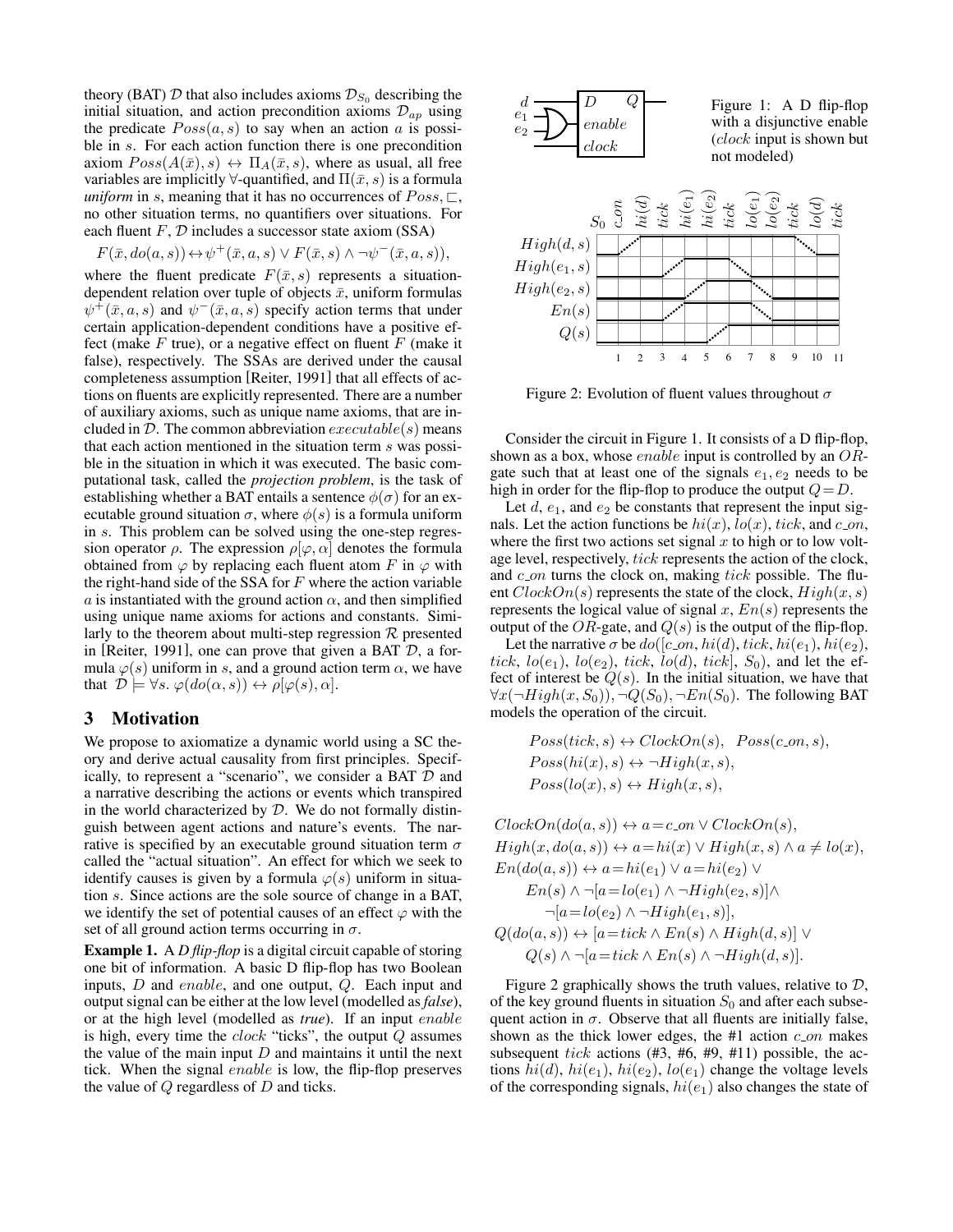theory (BAT) $\mathcal{D}$ that also includes axioms $\mathcal{D}_{S_0}$ describing the initial situation, and action precondition axioms $\mathcal{D}_{ap}$ using the predicate $Poss(a, s)$ to say when an action $a$ is possible in $s$. For each action function there is one precondition axiom $Poss(A(\bar{x}), s) \leftrightarrow \Pi_A(\bar{x}, s)$, where as usual, all free variables are implicitly $\forall$-quantified, and $\Pi(\bar{x}, s)$ is a formula *uniform* in $s$, meaning that it has no occurrences of $Poss, \sqsubset$, no other situation terms, no quantifiers over situations. For each fluent $F$, $\mathcal{D}$ includes a successor state axiom (SSA)

$$F(\bar{x}, do(a, s)) \leftrightarrow \psi^+(\bar{x}, a, s) \vee F(\bar{x}, s) \wedge \neg\psi^-(\bar{x}, a, s)),$$

where the fluent predicate $F(\bar{x}, s)$ represents a situation-dependent relation over tuple of objects $\bar{x}$, uniform formulas $\psi^+(\bar{x}, a, s)$ and $\psi^-(\bar{x}, a, s)$ specify action terms that under certain application-dependent conditions have a positive effect (make $F$ true), or a negative effect on fluent $F$ (make it false), respectively. The SSAs are derived under the causal completeness assumption [Reiter, 1991] that all effects of actions on fluents are explicitly represented. There are a number of auxiliary axioms, such as unique name axioms, that are included in $\mathcal{D}$. The common abbreviation $executable(s)$ means that each action mentioned in the situation term $s$ was possible in the situation in which it was executed. The basic computational task, called the *projection problem*, is the task of establishing whether a BAT entails a sentence $\phi(\sigma)$ for an executable ground situation $\sigma$, where $\phi(s)$ is a formula uniform in $s$. This problem can be solved using the one-step regression operator $\rho$. The expression $\rho[\varphi, \alpha]$ denotes the formula obtained from $\varphi$ by replacing each fluent atom $F$ in $\varphi$ with the right-hand side of the SSA for $F$ where the action variable $a$ is instantiated with the ground action $\alpha$, and then simplified using unique name axioms for actions and constants. Similarly to the theorem about multi-step regression $\mathcal{R}$ presented in [Reiter, 1991], one can prove that given a BAT $\mathcal{D}$, a formula $\varphi(s)$ uniform in $s$, and a ground action term $\alpha$, we have that $\mathcal{D} \models \forall s.\ \varphi(do(\alpha, s)) \leftrightarrow \rho[\varphi(s), \alpha]$.

## 3 Motivation

We propose to axiomatize a dynamic world using a SC theory and derive actual causality from first principles. Specifically, to represent a "scenario", we consider a BAT $\mathcal{D}$ and a narrative describing the actions or events which transpired in the world characterized by $\mathcal{D}$. We do not formally distinguish between agent actions and nature's events. The narrative is specified by an executable ground situation term $\sigma$ called the "actual situation". An effect for which we seek to identify causes is given by a formula $\varphi(s)$ uniform in situation $s$. Since actions are the sole source of change in a BAT, we identify the set of potential causes of an effect $\varphi$ with the set of all ground action terms occurring in $\sigma$.

**Example 1.** A *D flip-flop* is a digital circuit capable of storing one bit of information. A basic D flip-flop has two Boolean inputs, $D$ and $enable$, and one output, $Q$. Each input and output signal can be either at the low level (modelled as *false*), or at the high level (modelled as *true*). If an input $enable$ is high, every time the $clock$ "ticks", the output $Q$ assumes the value of the main input $D$ and maintains it until the next tick. When the signal $enable$ is low, the flip-flop preserves the value of $Q$ regardless of $D$ and ticks.

Figure 1: A D flip-flop with a disjunctive enable ($clock$ input is shown but not modeled)

Figure 2: Evolution of fluent values throughout $\sigma$

Consider the circuit in Figure 1. It consists of a D flip-flop, shown as a box, whose $enable$ input is controlled by an $OR$-gate such that at least one of the signals $e_1, e_2$ needs to be high in order for the flip-flop to produce the output $Q = D$.

Let $d$, $e_1$, and $e_2$ be constants that represent the input signals. Let the action functions be $hi(x)$, $lo(x)$, $tick$, and $c\_on$, where the first two actions set signal $x$ to high or to low voltage level, respectively, $tick$ represents the action of the clock, and $c\_on$ turns the clock on, making $tick$ possible. The fluent $ClockOn(s)$ represents the state of the clock, $High(x, s)$ represents the logical value of signal $x$, $En(s)$ represents the output of the $OR$-gate, and $Q(s)$ is the output of the flip-flop.

Let the narrative $\sigma$ be $do([c\_on, hi(d), tick, hi(e_1), hi(e_2), tick, lo(e_1), lo(e_2), tick, lo(d), tick], S_0)$, and let the effect of interest be $Q(s)$. In the initial situation, we have that $\forall x(\neg High(x, S_0)), \neg Q(S_0), \neg En(S_0)$. The following BAT models the operation of the circuit.

$$Poss(tick, s) \leftrightarrow ClockOn(s), \quad Poss(c\_on, s),$$
$$Poss(hi(x), s) \leftrightarrow \neg High(x, s),$$
$$Poss(lo(x), s) \leftrightarrow High(x, s),$$

$$ClockOn(do(a, s)) \leftrightarrow a = c\_on \vee ClockOn(s),$$
$$High(x, do(a, s)) \leftrightarrow a = hi(x) \vee High(x, s) \wedge a \neq lo(x),$$
$$En(do(a, s)) \leftrightarrow a = hi(e_1) \vee a = hi(e_2) \vee$$
$$En(s) \wedge \neg[a = lo(e_1) \wedge \neg High(e_2, s)] \wedge$$
$$\neg[a = lo(e_2) \wedge \neg High(e_1, s)],$$
$$Q(do(a, s)) \leftrightarrow [a = tick \wedge En(s) \wedge High(d, s)] \vee$$
$$Q(s) \wedge \neg[a = tick \wedge En(s) \wedge \neg High(d, s)].$$

Figure 2 graphically shows the truth values, relative to $\mathcal{D}$, of the key ground fluents in situation $S_0$ and after each subsequent action in $\sigma$. Observe that all fluents are initially false, shown as the thick lower edges, the #1 action $c\_on$ makes subsequent $tick$ actions (#3, #6, #9, #11) possible, the actions $hi(d)$, $hi(e_1)$, $hi(e_2)$, $lo(e_1)$ change the voltage levels of the corresponding signals, $hi(e_1)$ also changes the state of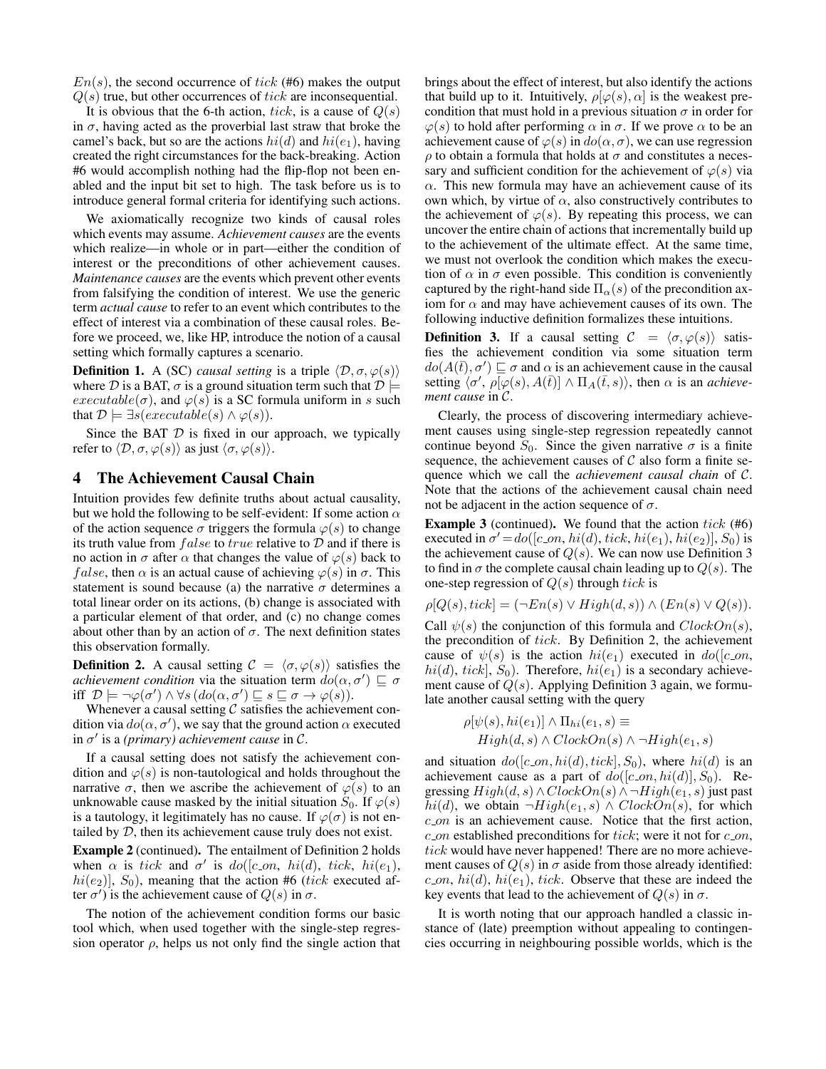$En(s)$, the second occurrence of $tick$ (#6) makes the output $Q(s)$ true, but other occurrences of $tick$ are inconsequential.

It is obvious that the 6-th action, $tick$, is a cause of $Q(s)$ in $\sigma$, having acted as the proverbial last straw that broke the camel's back, but so are the actions $hi(d)$ and $hi(e_1)$, having created the right circumstances for the back-breaking. Action #6 would accomplish nothing had the flip-flop not been enabled and the input bit set to high. The task before us is to introduce general formal criteria for identifying such actions.

We axiomatically recognize two kinds of causal roles which events may assume. *Achievement causes* are the events which realize—in whole or in part—either the condition of interest or the preconditions of other achievement causes. *Maintenance causes* are the events which prevent other events from falsifying the condition of interest. We use the generic term *actual cause* to refer to an event which contributes to the effect of interest via a combination of these causal roles. Before we proceed, we, like HP, introduce the notion of a causal setting which formally captures a scenario.

**Definition 1.** A (SC) *causal setting* is a triple $\langle \mathcal{D}, \sigma, \varphi(s)\rangle$ where $\mathcal{D}$ is a BAT, $\sigma$ is a ground situation term such that $\mathcal{D} \models executable(\sigma)$, and $\varphi(s)$ is a SC formula uniform in $s$ such that $\mathcal{D} \models \exists s(executable(s) \wedge \varphi(s))$.

Since the BAT $\mathcal{D}$ is fixed in our approach, we typically refer to $\langle \mathcal{D}, \sigma, \varphi(s)\rangle$ as just $\langle \sigma, \varphi(s)\rangle$.

## 4 The Achievement Causal Chain

Intuition provides few definite truths about actual causality, but we hold the following to be self-evident: If some action $\alpha$ of the action sequence $\sigma$ triggers the formula $\varphi(s)$ to change its truth value from $false$ to $true$ relative to $\mathcal{D}$ and if there is no action in $\sigma$ after $\alpha$ that changes the value of $\varphi(s)$ back to $false$, then $\alpha$ is an actual cause of achieving $\varphi(s)$ in $\sigma$. This statement is sound because (a) the narrative $\sigma$ determines a total linear order on its actions, (b) change is associated with a particular element of that order, and (c) no change comes about other than by an action of $\sigma$. The next definition states this observation formally.

**Definition 2.** A causal setting $\mathcal{C} = \langle \sigma, \varphi(s)\rangle$ satisfies the *achievement condition* via the situation term $do(\alpha, \sigma') \sqsubseteq \sigma$ iff $\mathcal{D} \models \neg\varphi(\sigma') \wedge \forall s\,(do(\alpha, \sigma') \sqsubseteq s \sqsubseteq \sigma \rightarrow \varphi(s))$.

Whenever a causal setting $\mathcal{C}$ satisfies the achievement condition via $do(\alpha, \sigma')$, we say that the ground action $\alpha$ executed in $\sigma'$ is a *(primary) achievement cause* in $\mathcal{C}$.

If a causal setting does not satisfy the achievement condition and $\varphi(s)$ is non-tautological and holds throughout the narrative $\sigma$, then we ascribe the achievement of $\varphi(s)$ to an unknowable cause masked by the initial situation $S_0$. If $\varphi(s)$ is a tautology, it legitimately has no cause. If $\varphi(\sigma)$ is not entailed by $\mathcal{D}$, then its achievement cause truly does not exist.

**Example 2** (continued)**.** The entailment of Definition 2 holds when $\alpha$ is $tick$ and $\sigma'$ is $do([c\_on,\ hi(d),\ tick,\ hi(e_1),\ hi(e_2)],\ S_0)$, meaning that the action #6 ($tick$ executed after $\sigma'$) is the achievement cause of $Q(s)$ in $\sigma$.

The notion of the achievement condition forms our basic tool which, when used together with the single-step regression operator $\rho$, helps us not only find the single action that brings about the effect of interest, but also identify the actions that build up to it. Intuitively, $\rho[\varphi(s), \alpha]$ is the weakest precondition that must hold in a previous situation $\sigma$ in order for $\varphi(s)$ to hold after performing $\alpha$ in $\sigma$. If we prove $\alpha$ to be an achievement cause of $\varphi(s)$ in $do(\alpha, \sigma)$, we can use regression $\rho$ to obtain a formula that holds at $\sigma$ and constitutes a necessary and sufficient condition for the achievement of $\varphi(s)$ via $\alpha$. This new formula may have an achievement cause of its own which, by virtue of $\alpha$, also constructively contributes to the achievement of $\varphi(s)$. By repeating this process, we can uncover the entire chain of actions that incrementally build up to the achievement of the ultimate effect. At the same time, we must not overlook the condition which makes the execution of $\alpha$ in $\sigma$ even possible. This condition is conveniently captured by the right-hand side $\Pi_\alpha(s)$ of the precondition axiom for $\alpha$ and may have achievement causes of its own. The following inductive definition formalizes these intuitions.

**Definition 3.** If a causal setting $\mathcal{C} = \langle \sigma, \varphi(s)\rangle$ satisfies the achievement condition via some situation term $do(A(\bar{t}), \sigma') \sqsubseteq \sigma$ and $\alpha$ is an achievement cause in the causal setting $\langle \sigma',\ \rho[\varphi(s), A(\bar{t})] \wedge \Pi_A(\bar{t}, s)\rangle$, then $\alpha$ is an *achievement cause* in $\mathcal{C}$.

Clearly, the process of discovering intermediary achievement causes using single-step regression repeatedly cannot continue beyond $S_0$. Since the given narrative $\sigma$ is a finite sequence, the achievement causes of $\mathcal{C}$ also form a finite sequence which we call the *achievement causal chain* of $\mathcal{C}$. Note that the actions of the achievement causal chain need not be adjacent in the action sequence of $\sigma$.

**Example 3** (continued)**.** We found that the action $tick$ (#6) executed in $\sigma' = do([c\_on, hi(d), tick, hi(e_1), hi(e_2)], S_0)$ is the achievement cause of $Q(s)$. We can now use Definition 3 to find in $\sigma$ the complete causal chain leading up to $Q(s)$. The one-step regression of $Q(s)$ through $tick$ is

$$\rho[Q(s), tick] = (\neg En(s) \vee High(d, s)) \wedge (En(s) \vee Q(s)).$$

Call $\psi(s)$ the conjunction of this formula and $ClockOn(s)$, the precondition of $tick$. By Definition 2, the achievement cause of $\psi(s)$ is the action $hi(e_1)$ executed in $do([c\_on,\ hi(d),\ tick],\ S_0)$. Therefore, $hi(e_1)$ is a secondary achievement cause of $Q(s)$. Applying Definition 3 again, we formulate another causal setting with the query

$$\begin{aligned}\rho[\psi(s), hi(e_1)] \wedge \Pi_{hi}(e_1, s) \equiv \\ High(d, s) \wedge ClockOn(s) \wedge \neg High(e_1, s)\end{aligned}$$

and situation $do([c\_on, hi(d), tick], S_0)$, where $hi(d)$ is an achievement cause as a part of $do([c\_on, hi(d)], S_0)$. Regressing $High(d, s) \wedge ClockOn(s) \wedge \neg High(e_1, s)$ just past $hi(d)$, we obtain $\neg High(e_1, s) \wedge ClockOn(s)$, for which $c\_on$ is an achievement cause. Notice that the first action, $c\_on$ established preconditions for $tick$; were it not for $c\_on$, $tick$ would have never happened! There are no more achievement causes of $Q(s)$ in $\sigma$ aside from those already identified: $c\_on$, $hi(d)$, $hi(e_1)$, $tick$. Observe that these are indeed the key events that lead to the achievement of $Q(s)$ in $\sigma$.

It is worth noting that our approach handled a classic instance of (late) preemption without appealing to contingencies occurring in neighbouring possible worlds, which is the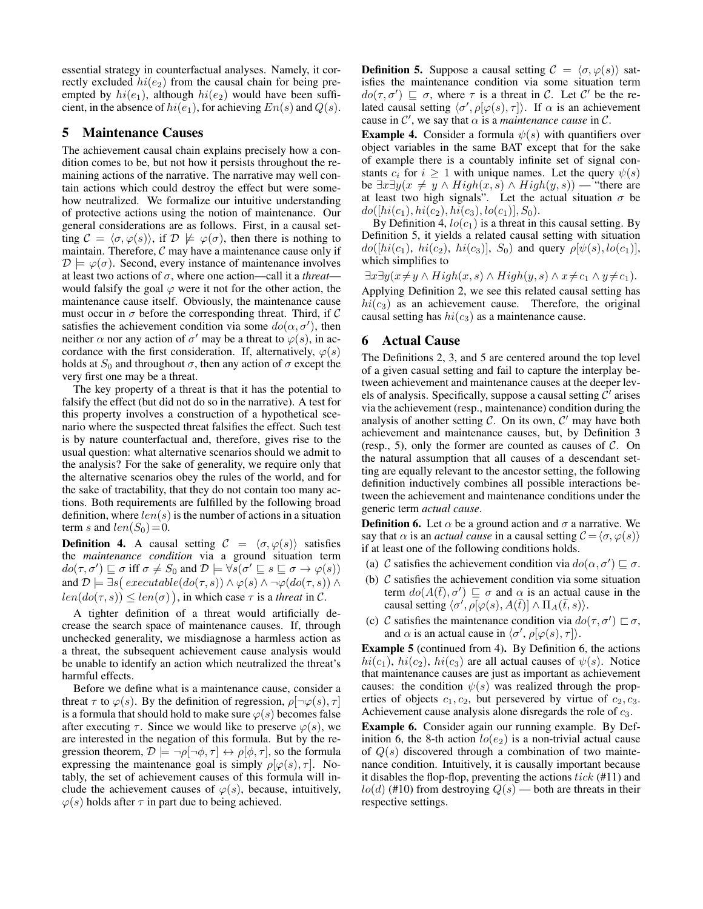essential strategy in counterfactual analyses. Namely, it correctly excluded $hi(e_2)$ from the causal chain for being preempted by $hi(e_1)$, although $hi(e_2)$ would have been sufficient, in the absence of $hi(e_1)$, for achieving $En(s)$ and $Q(s)$.

## 5 Maintenance Causes

The achievement causal chain explains precisely how a condition comes to be, but not how it persists throughout the remaining actions of the narrative. The narrative may well contain actions which could destroy the effect but were somehow neutralized. We formalize our intuitive understanding of protective actions using the notion of maintenance. Our general considerations are as follows. First, in a causal setting $\mathcal{C} = \langle \sigma, \varphi(s) \rangle$, if $\mathcal{D} \not\models \varphi(\sigma)$, then there is nothing to maintain. Therefore, $\mathcal{C}$ may have a maintenance cause only if $\mathcal{D} \models \varphi(\sigma)$. Second, every instance of maintenance involves at least two actions of $\sigma$, where one action—call it a *threat*—would falsify the goal $\varphi$ were it not for the other action, the maintenance cause itself. Obviously, the maintenance cause must occur in $\sigma$ before the corresponding threat. Third, if $\mathcal{C}$ satisfies the achievement condition via some $do(\alpha, \sigma')$, then neither $\alpha$ nor any action of $\sigma'$ may be a threat to $\varphi(s)$, in accordance with the first consideration. If, alternatively, $\varphi(s)$ holds at $S_0$ and throughout $\sigma$, then any action of $\sigma$ except the very first one may be a threat.

The key property of a threat is that it has the potential to falsify the effect (but did not do so in the narrative). A test for this property involves a construction of a hypothetical scenario where the suspected threat falsifies the effect. Such test is by nature counterfactual and, therefore, gives rise to the usual question: what alternative scenarios should we admit to the analysis? For the sake of generality, we require only that the alternative scenarios obey the rules of the world, and for the sake of tractability, that they do not contain too many actions. Both requirements are fulfilled by the following broad definition, where $len(s)$ is the number of actions in a situation term $s$ and $len(S_0) = 0$.

**Definition 4.** A causal setting $\mathcal{C} = \langle \sigma, \varphi(s) \rangle$ satisfies the *maintenance condition* via a ground situation term $do(\tau, \sigma') \sqsubseteq \sigma$ iff $\sigma \neq S_0$ and $\mathcal{D} \models \forall s(\sigma' \sqsubseteq s \sqsubseteq \sigma \rightarrow \varphi(s))$ and $\mathcal{D} \models \exists s\big( executable(do(\tau, s)) \wedge \varphi(s) \wedge \neg\varphi(do(\tau, s)) \wedge len(do(\tau, s)) \leq len(\sigma) \big)$, in which case $\tau$ is a *threat* in $\mathcal{C}$.

A tighter definition of a threat would artificially decrease the search space of maintenance causes. If, through unchecked generality, we misdiagnose a harmless action as a threat, the subsequent achievement cause analysis would be unable to identify an action which neutralized the threat's harmful effects.

Before we define what is a maintenance cause, consider a threat $\tau$ to $\varphi(s)$. By the definition of regression, $\rho[\neg\varphi(s), \tau]$ is a formula that should hold to make sure $\varphi(s)$ becomes false after executing $\tau$. Since we would like to preserve $\varphi(s)$, we are interested in the negation of this formula. But by the regression theorem, $\mathcal{D} \models \neg\rho[\neg\phi, \tau] \leftrightarrow \rho[\phi, \tau]$, so the formula expressing the maintenance goal is simply $\rho[\varphi(s), \tau]$. Notably, the set of achievement causes of this formula will include the achievement causes of $\varphi(s)$, because, intuitively, $\varphi(s)$ holds after $\tau$ in part due to being achieved.

**Definition 5.** Suppose a causal setting $\mathcal{C} = \langle \sigma, \varphi(s) \rangle$ satisfies the maintenance condition via some situation term $do(\tau, \sigma') \sqsubseteq \sigma$, where $\tau$ is a threat in $\mathcal{C}$. Let $\mathcal{C}'$ be the related causal setting $\langle \sigma', \rho[\varphi(s), \tau] \rangle$. If $\alpha$ is an achievement cause in $\mathcal{C}'$, we say that $\alpha$ is a *maintenance cause* in $\mathcal{C}$.

**Example 4.** Consider a formula $\psi(s)$ with quantifiers over object variables in the same BAT except that for the sake of example there is a countably infinite set of signal constants $c_i$ for $i \geq 1$ with unique names. Let the query $\psi(s)$ be $\exists x \exists y(x \neq y \wedge High(x, s) \wedge High(y, s))$ — "there are at least two high signals". Let the actual situation $\sigma$ be $do([hi(c_1), hi(c_2), hi(c_3), lo(c_1)], S_0)$.

By Definition 4, $lo(c_1)$ is a threat in this causal setting. By Definition 5, it yields a related causal setting with situation $do([hi(c_1),\ hi(c_2),\ hi(c_3)],\ S_0)$ and query $\rho[\psi(s), lo(c_1)]$, which simplifies to

$$\exists x \exists y(x \neq y \wedge High(x, s) \wedge High(y, s) \wedge x \neq c_1 \wedge y \neq c_1).$$

Applying Definition 2, we see this related causal setting has $hi(c_3)$ as an achievement cause. Therefore, the original causal setting has $hi(c_3)$ as a maintenance cause.

## 6 Actual Cause

The Definitions 2, 3, and 5 are centered around the top level of a given casual setting and fail to capture the interplay between achievement and maintenance causes at the deeper levels of analysis. Specifically, suppose a causal setting $\mathcal{C}'$ arises via the achievement (resp., maintenance) condition during the analysis of another setting $\mathcal{C}$. On its own, $\mathcal{C}'$ may have both achievement and maintenance causes, but, by Definition 3 (resp., 5), only the former are counted as causes of $\mathcal{C}$. On the natural assumption that all causes of a descendant setting are equally relevant to the ancestor setting, the following definition inductively combines all possible interactions between the achievement and maintenance conditions under the generic term *actual cause*.

**Definition 6.** Let $\alpha$ be a ground action and $\sigma$ a narrative. We say that $\alpha$ is an *actual cause* in a causal setting $\mathcal{C} = \langle \sigma, \varphi(s) \rangle$ if at least one of the following conditions holds.

(a) $\mathcal{C}$ satisfies the achievement condition via $do(\alpha, \sigma') \sqsubseteq \sigma$.

(b) $\mathcal{C}$ satisfies the achievement condition via some situation term $do(A(\bar{t}), \sigma') \sqsubseteq \sigma$ and $\alpha$ is an actual cause in the causal setting $\langle \sigma', \rho[\varphi(s), A(\bar{t})] \wedge \Pi_A(\bar{t}, s) \rangle$.

(c) $\mathcal{C}$ satisfies the maintenance condition via $do(\tau, \sigma') \sqsubset \sigma$, and $\alpha$ is an actual cause in $\langle \sigma', \rho[\varphi(s), \tau] \rangle$.

**Example 5** (continued from 4)**.** By Definition 6, the actions $hi(c_1)$, $hi(c_2)$, $hi(c_3)$ are all actual causes of $\psi(s)$. Notice that maintenance causes are just as important as achievement causes: the condition $\psi(s)$ was realized through the properties of objects $c_1, c_2$, but persevered by virtue of $c_2, c_3$. Achievement cause analysis alone disregards the role of $c_3$.

**Example 6.** Consider again our running example. By Definition 6, the 8-th action $lo(e_2)$ is a non-trivial actual cause of $Q(s)$ discovered through a combination of two maintenance condition. Intuitively, it is causally important because it disables the flop-flop, preventing the actions $tick$ (#11) and $lo(d)$ (#10) from destroying $Q(s)$ — both are threats in their respective settings.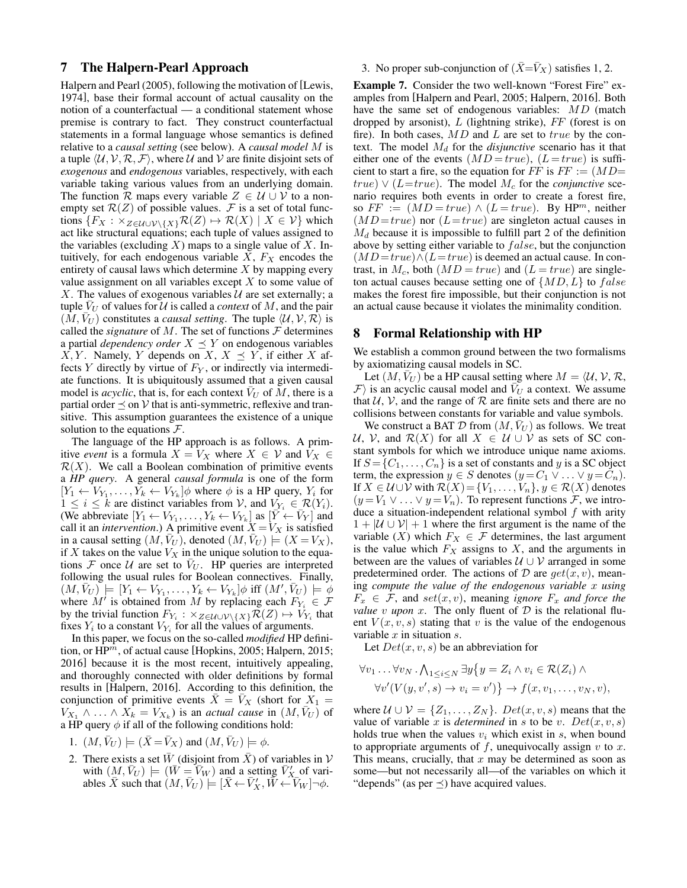## 7 The Halpern-Pearl Approach

Halpern and Pearl (2005), following the motivation of [Lewis, 1974], base their formal account of actual causality on the notion of a counterfactual — a conditional statement whose premise is contrary to fact. They construct counterfactual statements in a formal language whose semantics is defined relative to a *causal setting* (see below). A *causal model* $M$ is a tuple $\langle \mathcal{U}, \mathcal{V}, \mathcal{R}, \mathcal{F} \rangle$, where $\mathcal{U}$ and $\mathcal{V}$ are finite disjoint sets of *exogenous* and *endogenous* variables, respectively, with each variable taking various values from an underlying domain. The function $\mathcal{R}$ maps every variable $Z \in \mathcal{U} \cup \mathcal{V}$ to a non-empty set $\mathcal{R}(Z)$ of possible values. $\mathcal{F}$ is a set of total functions $\{F_X : \times_{Z \in \mathcal{U} \cup \mathcal{V} \setminus \{X\}} \mathcal{R}(Z) \mapsto \mathcal{R}(X) \mid X \in \mathcal{V}\}$ which act like structural equations; each tuple of values assigned to the variables (excluding $X$) maps to a single value of $X$. Intuitively, for each endogenous variable $X$, $F_X$ encodes the entirety of causal laws which determine $X$ by mapping every value assignment on all variables except $X$ to some value of $X$. The values of exogenous variables $\mathcal{U}$ are set externally; a tuple $\bar{V}_U$ of values for $\mathcal{U}$ is called a *context* of $M$, and the pair $(M, \bar{V}_U)$ constitutes a *causal setting*. The tuple $\langle \mathcal{U}, \mathcal{V}, \mathcal{R} \rangle$ is called the *signature* of $M$. The set of functions $\mathcal{F}$ determines a partial *dependency order* $X \preceq Y$ on endogenous variables $X, Y$. Namely, $Y$ depends on $X$, $X \preceq Y$, if either $X$ affects $Y$ directly by virtue of $F_Y$, or indirectly via intermediate functions. It is ubiquitously assumed that a given causal model is *acyclic*, that is, for each context $\bar{V}_U$ of $M$, there is a partial order $\preceq$ on $\mathcal{V}$ that is anti-symmetric, reflexive and transitive. This assumption guarantees the existence of a unique solution to the equations $\mathcal{F}$.

The language of the HP approach is as follows. A primitive *event* is a formula $X = V_X$ where $X \in \mathcal{V}$ and $V_X \in \mathcal{R}(X)$. We call a Boolean combination of primitive events a ***HP query***. A general *causal formula* is one of the form $[Y_1 \leftarrow V_{Y_1}, \ldots, Y_k \leftarrow V_{Y_k}]\phi$ where $\phi$ is a HP query, $Y_i$ for $1 \leq i \leq k$ are distinct variables from $\mathcal{V}$, and $V_{Y_i} \in \mathcal{R}(Y_i)$. (We abbreviate $[Y_1 \leftarrow V_{Y_1}, \ldots, Y_k \leftarrow V_{Y_k}]$ as $[\bar{Y} \leftarrow \bar{V}_Y]$ and call it an *intervention*.) A primitive event $X = V_X$ is satisfied in a causal setting $(M, \bar{V}_U)$, denoted $(M, \bar{V}_U) \models (X = V_X)$, if $X$ takes on the value $V_X$ in the unique solution to the equations $\mathcal{F}$ once $\mathcal{U}$ are set to $\bar{V}_U$. HP queries are interpreted following the usual rules for Boolean connectives. Finally, $(M, \bar{V}_U) \models [Y_1 \leftarrow V_{Y_1}, \ldots, Y_k \leftarrow V_{Y_k}]\phi$ iff $(M', \bar{V}_U) \models \phi$ where $M'$ is obtained from $M$ by replacing each $F_{Y_i} \in \mathcal{F}$ by the trivial function $F_{Y_i} : \times_{Z \in \mathcal{U} \cup \mathcal{V} \setminus \{X\}} \mathcal{R}(Z) \mapsto V_{Y_i}$ that fixes $Y_i$ to a constant $V_{Y_i}$ for all the values of arguments.

In this paper, we focus on the so-called *modified* HP definition, or HP$^m$, of actual cause [Hopkins, 2005; Halpern, 2015; 2016] because it is the most recent, intuitively appealing, and thoroughly connected with older definitions by formal results in [Halpern, 2016]. According to this definition, the conjunction of primitive events $\bar{X} = \bar{V}_X$ (short for $X_1 = V_{X_1} \wedge \ldots \wedge X_k = V_{X_k}$) is an *actual cause* in $(M, \bar{V}_U)$ of a HP query $\phi$ if all of the following conditions hold:

1. $(M, \bar{V}_U) \models (\bar{X} = \bar{V}_X)$ and $(M, \bar{V}_U) \models \phi$.
2. There exists a set $\bar{W}$ (disjoint from $\bar{X}$) of variables in $\mathcal{V}$ with $(M, \bar{V}_U) \models (\bar{W} = \bar{V}_W)$ and a setting $\bar{V}'_X$ of variables $\bar{X}$ such that $(M, \bar{V}_U) \models [\bar{X} \leftarrow \bar{V}'_X, \bar{W} \leftarrow \bar{V}_W]\neg\phi$.
3. No proper sub-conjunction of $(\bar{X} = \bar{V}_X)$ satisfies 1, 2.

**Example 7.** Consider the two well-known "Forest Fire" examples from [Halpern and Pearl, 2005; Halpern, 2016]. Both have the same set of endogenous variables: $MD$ (match dropped by arsonist), $L$ (lightning strike), $FF$ (forest is on fire). In both cases, $MD$ and $L$ are set to $true$ by the context. The model $M_d$ for the *disjunctive* scenario has it that either one of the events $(MD = true)$, $(L = true)$ is sufficient to start a fire, so the equation for $FF$ is $FF := (MD = true) \vee (L = true)$. The model $M_c$ for the *conjunctive* scenario requires both events in order to create a forest fire, so $FF := (MD = true) \wedge (L = true)$. By HP$^m$, neither $(MD = true)$ nor $(L = true)$ are singleton actual causes in $M_d$ because it is impossible to fulfill part 2 of the definition above by setting either variable to $false$, but the conjunction $(MD = true) \wedge (L = true)$ is deemed an actual cause. In contrast, in $M_c$, both $(MD = true)$ and $(L = true)$ are singleton actual causes because setting one of $\{MD, L\}$ to $false$ makes the forest fire impossible, but their conjunction is not an actual cause because it violates the minimality condition.

## 8 Formal Relationship with HP

We establish a common ground between the two formalisms by axiomatizing causal models in SC.

Let $(M, \bar{V}_U)$ be a HP causal setting where $M = \langle \mathcal{U}, \mathcal{V}, \mathcal{R}, \mathcal{F} \rangle$ is an acyclic causal model and $\bar{V}_U$ a context. We assume that $\mathcal{U}$, $\mathcal{V}$, and the range of $\mathcal{R}$ are finite sets and there are no collisions between constants for variable and value symbols.

We construct a BAT $\mathcal{D}$ from $(M, \bar{V}_U)$ as follows. We treat $\mathcal{U}$, $\mathcal{V}$, and $\mathcal{R}(X)$ for all $X \in \mathcal{U} \cup \mathcal{V}$ as sets of SC constant symbols for which we introduce unique name axioms. If $S = \{C_1, \ldots, C_n\}$ is a set of constants and $y$ is a SC object term, the expression $y \in S$ denotes $(y = C_1 \vee \ldots \vee y = C_n)$. If $X \in \mathcal{U} \cup \mathcal{V}$ with $\mathcal{R}(X) = \{V_1, \ldots, V_n\}$, $y \in \mathcal{R}(X)$ denotes $(y = V_1 \vee \ldots \vee y = V_n)$. To represent functions $\mathcal{F}$, we introduce a situation-independent relational symbol $f$ with arity $1 + |\mathcal{U} \cup \mathcal{V}| + 1$ where the first argument is the name of the variable $(X)$ which $F_X \in \mathcal{F}$ determines, the last argument is the value which $F_X$ assigns to $X$, and the arguments in between are the values of variables $\mathcal{U} \cup \mathcal{V}$ arranged in some predetermined order. The actions of $\mathcal{D}$ are $get(x, v)$, meaning *compute the value of the endogenous variable $x$ using $F_x \in \mathcal{F}$*, and $set(x, v)$, meaning *ignore $F_x$ and force the value $v$ upon $x$*. The only fluent of $\mathcal{D}$ is the relational fluent $V(x, v, s)$ stating that $v$ is the value of the endogenous variable $x$ in situation $s$.

Let $Det(x, v, s)$ be an abbreviation for

$$\forall v_1 \ldots \forall v_N . \bigwedge_{1 \leq i \leq N} \exists y \big\{ y = Z_i \wedge v_i \in \mathcal{R}(Z_i) \wedge \\ \forall v' (V(y, v', s) \rightarrow v_i = v') \big\} \rightarrow f(x, v_1, \ldots, v_N, v),$$

where $\mathcal{U} \cup \mathcal{V} = \{Z_1, \ldots, Z_N\}$. $Det(x, v, s)$ means that the value of variable $x$ is *determined* in $s$ to be $v$. $Det(x, v, s)$ holds true when the values $v_i$ which exist in $s$, when bound to appropriate arguments of $f$, unequivocally assign $v$ to $x$. This means, crucially, that $x$ may be determined as soon as some—but not necessarily all—of the variables on which it "depends" (as per $\preceq$) have acquired values.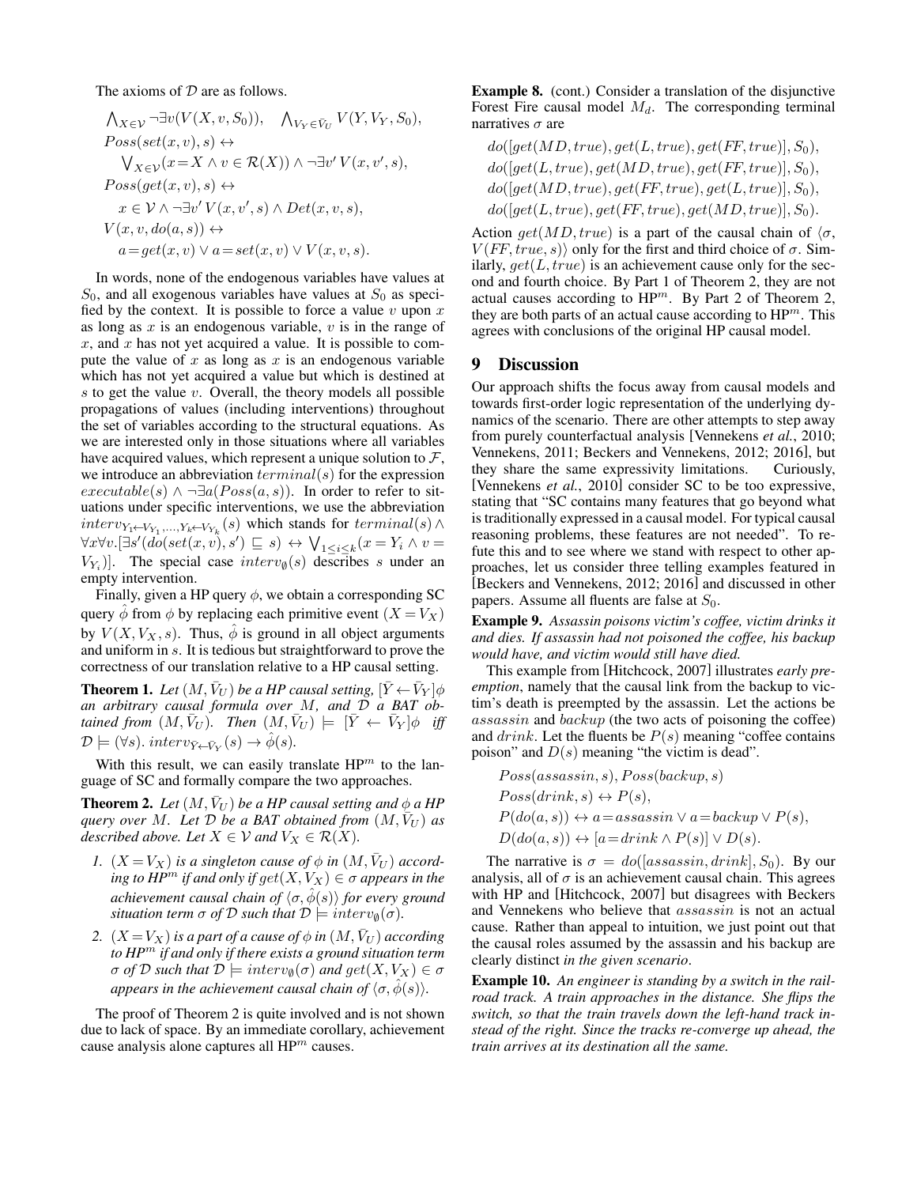The axioms of $\mathcal{D}$ are as follows.

$$\bigwedge_{X \in \mathcal{V}} \neg \exists v(V(X, v, S_0)), \quad \bigwedge_{V_Y \in \bar{V}_U} V(Y, V_Y, S_0),$$
$$Poss(set(x,v), s) \leftrightarrow$$
$$\bigvee_{X \in \mathcal{V}} (x = X \wedge v \in \mathcal{R}(X)) \wedge \neg \exists v' \, V(x, v', s),$$
$$Poss(get(x,v), s) \leftrightarrow$$
$$x \in \mathcal{V} \wedge \neg \exists v' \, V(x, v', s) \wedge Det(x, v, s),$$
$$V(x, v, do(a, s)) \leftrightarrow$$
$$a = get(x, v) \vee a = set(x, v) \vee V(x, v, s).$$

In words, none of the endogenous variables have values at $S_0$, and all exogenous variables have values at $S_0$ as specified by the context. It is possible to force a value $v$ upon $x$ as long as $x$ is an endogenous variable, $v$ is in the range of $x$, and $x$ has not yet acquired a value. It is possible to compute the value of $x$ as long as $x$ is an endogenous variable which has not yet acquired a value but which is destined at $s$ to get the value $v$. Overall, the theory models all possible propagations of values (including interventions) throughout the set of variables according to the structural equations. As we are interested only in those situations where all variables have acquired values, which represent a unique solution to $\mathcal{F}$, we introduce an abbreviation $terminal(s)$ for the expression $executable(s) \wedge \neg \exists a(Poss(a, s))$. In order to refer to situations under specific interventions, we use the abbreviation $interv_{Y_1 \leftarrow V_{Y_1}, \ldots, Y_k \leftarrow V_{Y_k}}(s)$ which stands for $terminal(s) \wedge \forall x \forall v. [\exists s'(do(set(x, v), s') \sqsubseteq s) \leftrightarrow \bigvee_{1 \le i \le k} (x = Y_i \wedge v = V_{Y_i})]$. The special case $interv_{\emptyset}(s)$ describes $s$ under an empty intervention.

Finally, given a HP query $\phi$, we obtain a corresponding SC query $\hat{\phi}$ from $\phi$ by replacing each primitive event $(X = V_X)$ by $V(X, V_X, s)$. Thus, $\hat{\phi}$ is ground in all object arguments and uniform in $s$. It is tedious but straightforward to prove the correctness of our translation relative to a HP causal setting.

**Theorem 1.** *Let $(M, \bar{V}_U)$ be a HP causal setting, $[\bar{Y} \leftarrow \bar{V}_Y]\phi$ an arbitrary causal formula over $M$, and $\mathcal{D}$ a BAT obtained from $(M, \bar{V}_U)$. Then $(M, \bar{V}_U) \models [\bar{Y} \leftarrow \bar{V}_Y]\phi$ iff $\mathcal{D} \models (\forall s). \, interv_{\bar{Y} \leftarrow \bar{V}_Y}(s) \rightarrow \hat{\phi}(s)$.*

With this result, we can easily translate HP$^m$ to the language of SC and formally compare the two approaches.

**Theorem 2.** *Let $(M, \bar{V}_U)$ be a HP causal setting and $\phi$ a HP query over $M$. Let $\mathcal{D}$ be a BAT obtained from $(M, \bar{V}_U)$ as described above. Let $X \in \mathcal{V}$ and $V_X \in \mathcal{R}(X)$.*

1. *$(X = V_X)$ is a singleton cause of $\phi$ in $(M, \bar{V}_U)$ according to HP$^m$ if and only if $get(X, V_X) \in \sigma$ appears in the achievement causal chain of $\langle \sigma, \hat{\phi}(s) \rangle$ for every ground situation term $\sigma$ of $\mathcal{D}$ such that $\mathcal{D} \models interv_{\emptyset}(\sigma)$.*
2. *$(X = V_X)$ is a part of a cause of $\phi$ in $(M, \bar{V}_U)$ according to HP$^m$ if and only if there exists a ground situation term $\sigma$ of $\mathcal{D}$ such that $\mathcal{D} \models interv_{\emptyset}(\sigma)$ and $get(X, V_X) \in \sigma$ appears in the achievement causal chain of $\langle \sigma, \hat{\phi}(s) \rangle$.*

The proof of Theorem 2 is quite involved and is not shown due to lack of space. By an immediate corollary, achievement cause analysis alone captures all HP$^m$ causes.

**Example 8.** (cont.) Consider a translation of the disjunctive Forest Fire causal model $M_d$. The corresponding terminal narratives $\sigma$ are

$$do([get(MD, true), get(L, true), get(FF, true)], S_0),$$
$$do([get(L, true), get(MD, true), get(FF, true)], S_0),$$
$$do([get(MD, true), get(FF, true), get(L, true)], S_0),$$
$$do([get(L, true), get(FF, true), get(MD, true)], S_0).$$

Action $get(MD, true)$ is a part of the causal chain of $\langle \sigma, V(FF, true, s) \rangle$ only for the first and third choice of $\sigma$. Similarly, $get(L, true)$ is an achievement cause only for the second and fourth choice. By Part 1 of Theorem 2, they are not actual causes according to HP$^m$. By Part 2 of Theorem 2, they are both parts of an actual cause according to HP$^m$. This agrees with conclusions of the original HP causal model.

## 9 Discussion

Our approach shifts the focus away from causal models and towards first-order logic representation of the underlying dynamics of the scenario. There are other attempts to step away from purely counterfactual analysis [Vennekens *et al.*, 2010; Vennekens, 2011; Beckers and Vennekens, 2012; 2016], but they share the same expressivity limitations. Curiously, [Vennekens *et al.*, 2010] consider SC to be too expressive, stating that "SC contains many features that go beyond what is traditionally expressed in a causal model. For typical causal reasoning problems, these features are not needed". To refute this and to see where we stand with respect to other approaches, let us consider three telling examples featured in [Beckers and Vennekens, 2012; 2016] and discussed in other papers. Assume all fluents are false at $S_0$.

**Example 9.** *Assassin poisons victim's coffee, victim drinks it and dies. If assassin had not poisoned the coffee, his backup would have, and victim would still have died.*

This example from [Hitchcock, 2007] illustrates *early preemption*, namely that the causal link from the backup to victim's death is preempted by the assassin. Let the actions be $assassin$ and $backup$ (the two acts of poisoning the coffee) and $drink$. Let the fluents be $P(s)$ meaning "coffee contains poison" and $D(s)$ meaning "the victim is dead".

$$Poss(assassin, s), Poss(backup, s)$$
$$Poss(drink, s) \leftrightarrow P(s),$$
$$P(do(a, s)) \leftrightarrow a = assassin \vee a = backup \vee P(s),$$
$$D(do(a, s)) \leftrightarrow [a = drink \wedge P(s)] \vee D(s).$$

The narrative is $\sigma = do([assassin, drink], S_0)$. By our analysis, all of $\sigma$ is an achievement causal chain. This agrees with HP and [Hitchcock, 2007] but disagrees with Beckers and Vennekens who believe that $assassin$ is not an actual cause. Rather than appeal to intuition, we just point out that the causal roles assumed by the assassin and his backup are clearly distinct *in the given scenario*.

**Example 10.** *An engineer is standing by a switch in the railroad track. A train approaches in the distance. She flips the switch, so that the train travels down the left-hand track instead of the right. Since the tracks re-converge up ahead, the train arrives at its destination all the same.*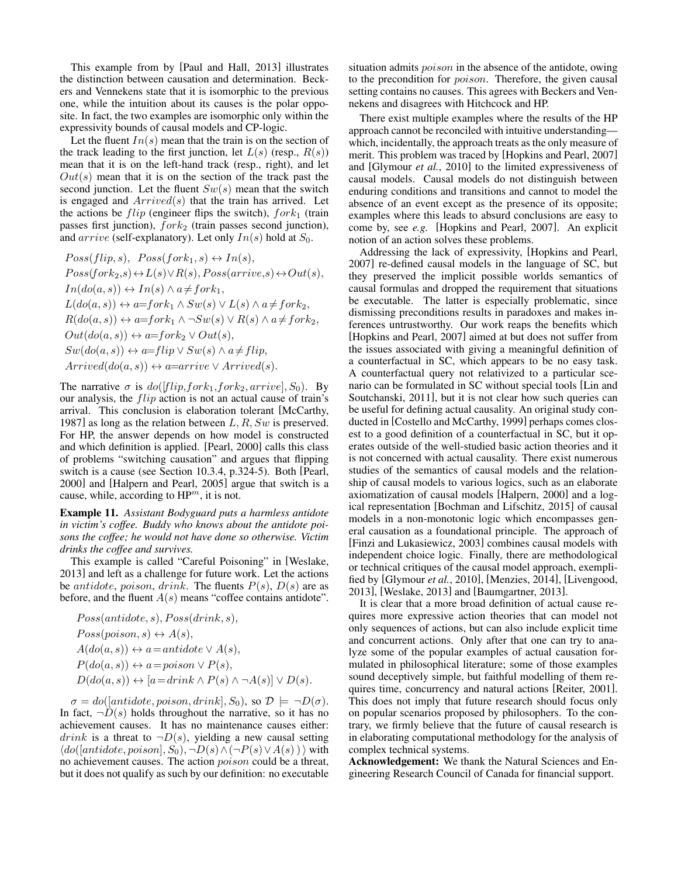This example from by [Paul and Hall, 2013] illustrates the distinction between causation and determination. Beckers and Vennekens state that it is isomorphic to the previous one, while the intuition about its causes is the polar opposite. In fact, the two examples are isomorphic only within the expressivity bounds of causal models and CP-logic.

Let the fluent $In(s)$ mean that the train is on the section of the track leading to the first junction, let $L(s)$ (resp., $R(s)$) mean that it is on the left-hand track (resp., right), and let $Out(s)$ mean that it is on the section of the track past the second junction. Let the fluent $Sw(s)$ mean that the switch is engaged and $Arrived(s)$ that the train has arrived. Let the actions be $flip$ (engineer flips the switch), $fork_1$ (train passes first junction), $fork_2$ (train passes second junction), and $arrive$ (self-explanatory). Let only $In(s)$ hold at $S_0$.

$$
\begin{aligned}
&Poss(flip, s),\;\; Poss(fork_1, s) \leftrightarrow In(s),\\
&Poss(fork_2,s) \leftrightarrow L(s) \vee R(s), Poss(arrive,s) \leftrightarrow Out(s),\\
&In(do(a, s)) \leftrightarrow In(s) \wedge a \neq fork_1,\\
&L(do(a, s)) \leftrightarrow a{=}fork_1 \wedge Sw(s) \vee L(s) \wedge a \neq fork_2,\\
&R(do(a, s)) \leftrightarrow a{=}fork_1 \wedge \neg Sw(s) \vee R(s) \wedge a \neq fork_2,\\
&Out(do(a, s)) \leftrightarrow a{=}fork_2 \vee Out(s),\\
&Sw(do(a, s)) \leftrightarrow a{=}flip \vee Sw(s) \wedge a \neq flip,\\
&Arrived(do(a, s)) \leftrightarrow a{=}arrive \vee Arrived(s).
\end{aligned}
$$

The narrative $\sigma$ is $do([flip, fork_1, fork_2, arrive], S_0)$. By our analysis, the $flip$ action is not an actual cause of train's arrival. This conclusion is elaboration tolerant [McCarthy, 1987] as long as the relation between $L, R, Sw$ is preserved. For HP, the answer depends on how model is constructed and which definition is applied. [Pearl, 2000] calls this class of problems "switching causation" and argues that flipping switch is a cause (see Section 10.3.4, p.324-5). Both [Pearl, 2000] and [Halpern and Pearl, 2005] argue that switch is a cause, while, according to $\text{HP}^m$, it is not.

**Example 11.** *Assistant Bodyguard puts a harmless antidote in victim's coffee. Buddy who knows about the antidote poisons the coffee; he would not have done so otherwise. Victim drinks the coffee and survives.*

This example is called "Careful Poisoning" in [Weslake, 2013] and left as a challenge for future work. Let the actions be $antidote$, $poison$, $drink$. The fluents $P(s)$, $D(s)$ are as before, and the fluent $A(s)$ means "coffee contains antidote".

$$
\begin{aligned}
&Poss(antidote, s), Poss(drink, s),\\
&Poss(poison, s) \leftrightarrow A(s),\\
&A(do(a, s)) \leftrightarrow a{=}antidote \vee A(s),\\
&P(do(a, s)) \leftrightarrow a{=}poison \vee P(s),\\
&D(do(a, s)) \leftrightarrow [a{=}drink \wedge P(s) \wedge \neg A(s)] \vee D(s).
\end{aligned}
$$

$\sigma = do([antidote, poison, drink], S_0)$, so $\mathcal{D} \models \neg D(\sigma)$. In fact, $\neg D(s)$ holds throughout the narrative, so it has no achievement causes. It has no maintenance causes either: $drink$ is a threat to $\neg D(s)$, yielding a new causal setting $\langle do([antidote, poison], S_0), \neg D(s) \wedge (\neg P(s) \vee A(s)) \rangle$ with no achievement causes. The action $poison$ could be a threat, but it does not qualify as such by our definition: no executable situation admits $poison$ in the absence of the antidote, owing to the precondition for $poison$. Therefore, the given causal setting contains no causes. This agrees with Beckers and Vennekens and disagrees with Hitchcock and HP.

There exist multiple examples where the results of the HP approach cannot be reconciled with intuitive understanding—which, incidentally, the approach treats as the only measure of merit. This problem was traced by [Hopkins and Pearl, 2007] and [Glymour *et al.*, 2010] to the limited expressiveness of causal models. Causal models do not distinguish between enduring conditions and transitions and cannot to model the absence of an event except as the presence of its opposite; examples where this leads to absurd conclusions are easy to come by, see *e.g.* [Hopkins and Pearl, 2007]. An explicit notion of an action solves these problems.

Addressing the lack of expressivity, [Hopkins and Pearl, 2007] re-defined causal models in the language of SC, but they preserved the implicit possible worlds semantics of causal formulas and dropped the requirement that situations be executable. The latter is especially problematic, since dismissing preconditions results in paradoxes and makes inferences untrustworthy. Our work reaps the benefits which [Hopkins and Pearl, 2007] aimed at but does not suffer from the issues associated with giving a meaningful definition of a counterfactual in SC, which appears to be no easy task. A counterfactual query not relativized to a particular scenario can be formulated in SC without special tools [Lin and Soutchanski, 2011], but it is not clear how such queries can be useful for defining actual causality. An original study conducted in [Costello and McCarthy, 1999] perhaps comes closest to a good definition of a counterfactual in SC, but it operates outside of the well-studied basic action theories and it is not concerned with actual causality. There exist numerous studies of the semantics of causal models and the relationship of causal models to various logics, such as an elaborate axiomatization of causal models [Halpern, 2000] and a logical representation [Bochman and Lifschitz, 2015] of causal models in a non-monotonic logic which encompasses general causation as a foundational principle. The approach of [Finzi and Lukasiewicz, 2003] combines causal models with independent choice logic. Finally, there are methodological or technical critiques of the causal model approach, exemplified by [Glymour *et al.*, 2010], [Menzies, 2014], [Livengood, 2013], [Weslake, 2013] and [Baumgartner, 2013].

It is clear that a more broad definition of actual cause requires more expressive action theories that can model not only sequences of actions, but can also include explicit time and concurrent actions. Only after that one can try to analyze some of the popular examples of actual causation formulated in philosophical literature; some of those examples sound deceptively simple, but faithful modelling of them requires time, concurrency and natural actions [Reiter, 2001]. This does not imply that future research should focus only on popular scenarios proposed by philosophers. To the contrary, we firmly believe that the future of causal research is in elaborating computational methodology for the analysis of complex technical systems.

**Acknowledgement:** We thank the Natural Sciences and Engineering Research Council of Canada for financial support.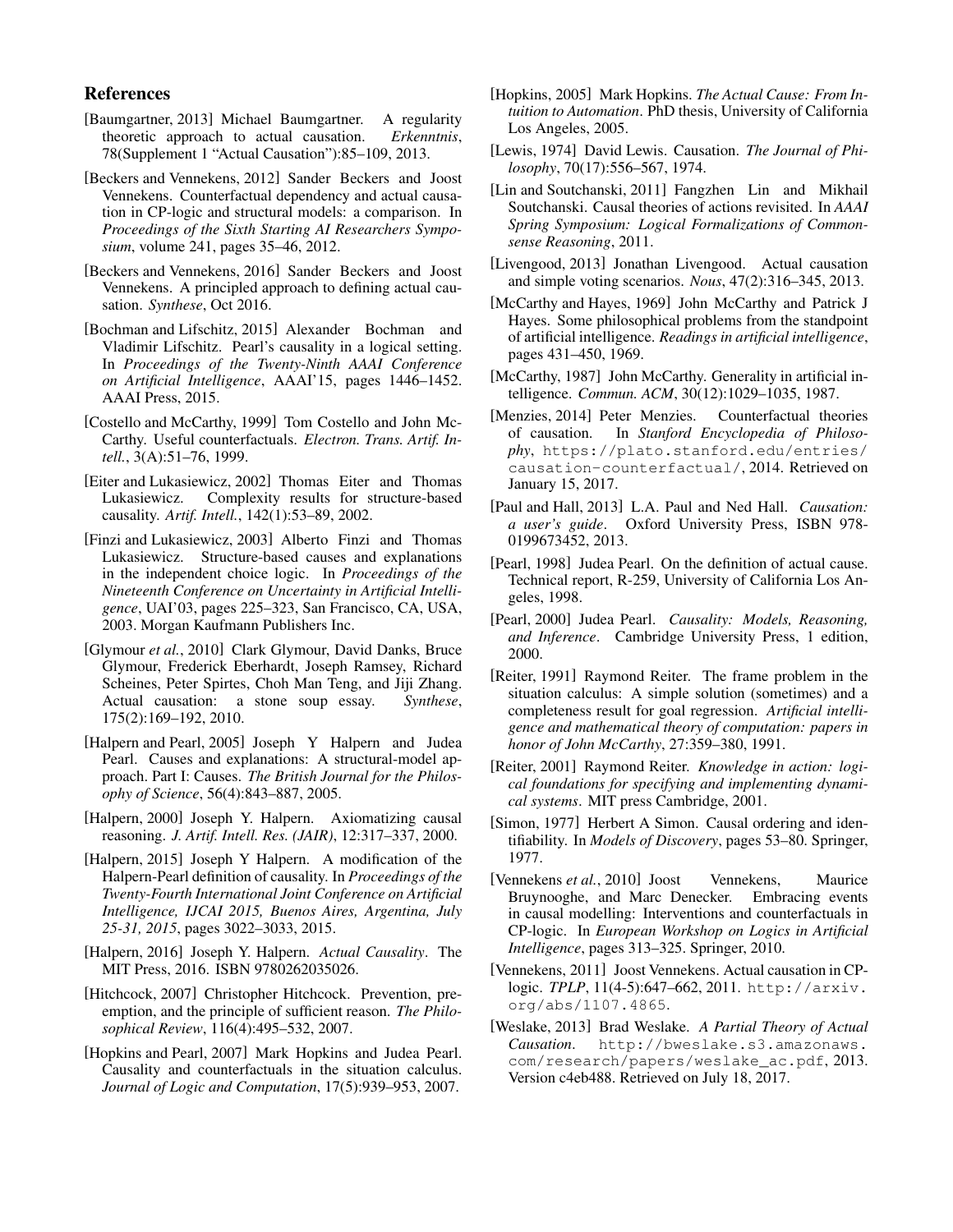## References

[Baumgartner, 2013] Michael Baumgartner. A regularity theoretic approach to actual causation. *Erkenntnis*, 78(Supplement 1 "Actual Causation"):85–109, 2013.

[Beckers and Vennekens, 2012] Sander Beckers and Joost Vennekens. Counterfactual dependency and actual causation in CP-logic and structural models: a comparison. In *Proceedings of the Sixth Starting AI Researchers Symposium*, volume 241, pages 35–46, 2012.

[Beckers and Vennekens, 2016] Sander Beckers and Joost Vennekens. A principled approach to defining actual causation. *Synthese*, Oct 2016.

[Bochman and Lifschitz, 2015] Alexander Bochman and Vladimir Lifschitz. Pearl's causality in a logical setting. In *Proceedings of the Twenty-Ninth AAAI Conference on Artificial Intelligence*, AAAI'15, pages 1446–1452. AAAI Press, 2015.

[Costello and McCarthy, 1999] Tom Costello and John McCarthy. Useful counterfactuals. *Electron. Trans. Artif. Intell.*, 3(A):51–76, 1999.

[Eiter and Lukasiewicz, 2002] Thomas Eiter and Thomas Lukasiewicz. Complexity results for structure-based causality. *Artif. Intell.*, 142(1):53–89, 2002.

[Finzi and Lukasiewicz, 2003] Alberto Finzi and Thomas Lukasiewicz. Structure-based causes and explanations in the independent choice logic. In *Proceedings of the Nineteenth Conference on Uncertainty in Artificial Intelligence*, UAI'03, pages 225–323, San Francisco, CA, USA, 2003. Morgan Kaufmann Publishers Inc.

[Glymour *et al.*, 2010] Clark Glymour, David Danks, Bruce Glymour, Frederick Eberhardt, Joseph Ramsey, Richard Scheines, Peter Spirtes, Choh Man Teng, and Jiji Zhang. Actual causation: a stone soup essay. *Synthese*, 175(2):169–192, 2010.

[Halpern and Pearl, 2005] Joseph Y Halpern and Judea Pearl. Causes and explanations: A structural-model approach. Part I: Causes. *The British Journal for the Philosophy of Science*, 56(4):843–887, 2005.

[Halpern, 2000] Joseph Y. Halpern. Axiomatizing causal reasoning. *J. Artif. Intell. Res. (JAIR)*, 12:317–337, 2000.

[Halpern, 2015] Joseph Y Halpern. A modification of the Halpern-Pearl definition of causality. In *Proceedings of the Twenty-Fourth International Joint Conference on Artificial Intelligence, IJCAI 2015, Buenos Aires, Argentina, July 25-31, 2015*, pages 3022–3033, 2015.

[Halpern, 2016] Joseph Y. Halpern. *Actual Causality*. The MIT Press, 2016. ISBN 9780262035026.

[Hitchcock, 2007] Christopher Hitchcock. Prevention, preemption, and the principle of sufficient reason. *The Philosophical Review*, 116(4):495–532, 2007.

[Hopkins and Pearl, 2007] Mark Hopkins and Judea Pearl. Causality and counterfactuals in the situation calculus. *Journal of Logic and Computation*, 17(5):939–953, 2007.

[Hopkins, 2005] Mark Hopkins. *The Actual Cause: From Intuition to Automation*. PhD thesis, University of California Los Angeles, 2005.

[Lewis, 1974] David Lewis. Causation. *The Journal of Philosophy*, 70(17):556–567, 1974.

[Lin and Soutchanski, 2011] Fangzhen Lin and Mikhail Soutchanski. Causal theories of actions revisited. In *AAAI Spring Symposium: Logical Formalizations of Commonsense Reasoning*, 2011.

[Livengood, 2013] Jonathan Livengood. Actual causation and simple voting scenarios. *Nous*, 47(2):316–345, 2013.

[McCarthy and Hayes, 1969] John McCarthy and Patrick J Hayes. Some philosophical problems from the standpoint of artificial intelligence. *Readings in artificial intelligence*, pages 431–450, 1969.

[McCarthy, 1987] John McCarthy. Generality in artificial intelligence. *Commun. ACM*, 30(12):1029–1035, 1987.

[Menzies, 2014] Peter Menzies. Counterfactual theories of causation. In *Stanford Encyclopedia of Philosophy*, https://plato.stanford.edu/entries/causation-counterfactual/, 2014. Retrieved on January 15, 2017.

[Paul and Hall, 2013] L.A. Paul and Ned Hall. *Causation: a user's guide*. Oxford University Press, ISBN 978-0199673452, 2013.

[Pearl, 1998] Judea Pearl. On the definition of actual cause. Technical report, R-259, University of California Los Angeles, 1998.

[Pearl, 2000] Judea Pearl. *Causality: Models, Reasoning, and Inference*. Cambridge University Press, 1 edition, 2000.

[Reiter, 1991] Raymond Reiter. The frame problem in the situation calculus: A simple solution (sometimes) and a completeness result for goal regression. *Artificial intelligence and mathematical theory of computation: papers in honor of John McCarthy*, 27:359–380, 1991.

[Reiter, 2001] Raymond Reiter. *Knowledge in action: logical foundations for specifying and implementing dynamical systems*. MIT press Cambridge, 2001.

[Simon, 1977] Herbert A Simon. Causal ordering and identifiability. In *Models of Discovery*, pages 53–80. Springer, 1977.

[Vennekens *et al.*, 2010] Joost Vennekens, Maurice Bruynooghe, and Marc Denecker. Embracing events in causal modelling: Interventions and counterfactuals in CP-logic. In *European Workshop on Logics in Artificial Intelligence*, pages 313–325. Springer, 2010.

[Vennekens, 2011] Joost Vennekens. Actual causation in CP-logic. *TPLP*, 11(4-5):647–662, 2011. http://arxiv.org/abs/1107.4865.

[Weslake, 2013] Brad Weslake. *A Partial Theory of Actual Causation*. http://bweslake.s3.amazonaws.com/research/papers/weslake_ac.pdf, 2013. Version c4eb488. Retrieved on July 18, 2017.